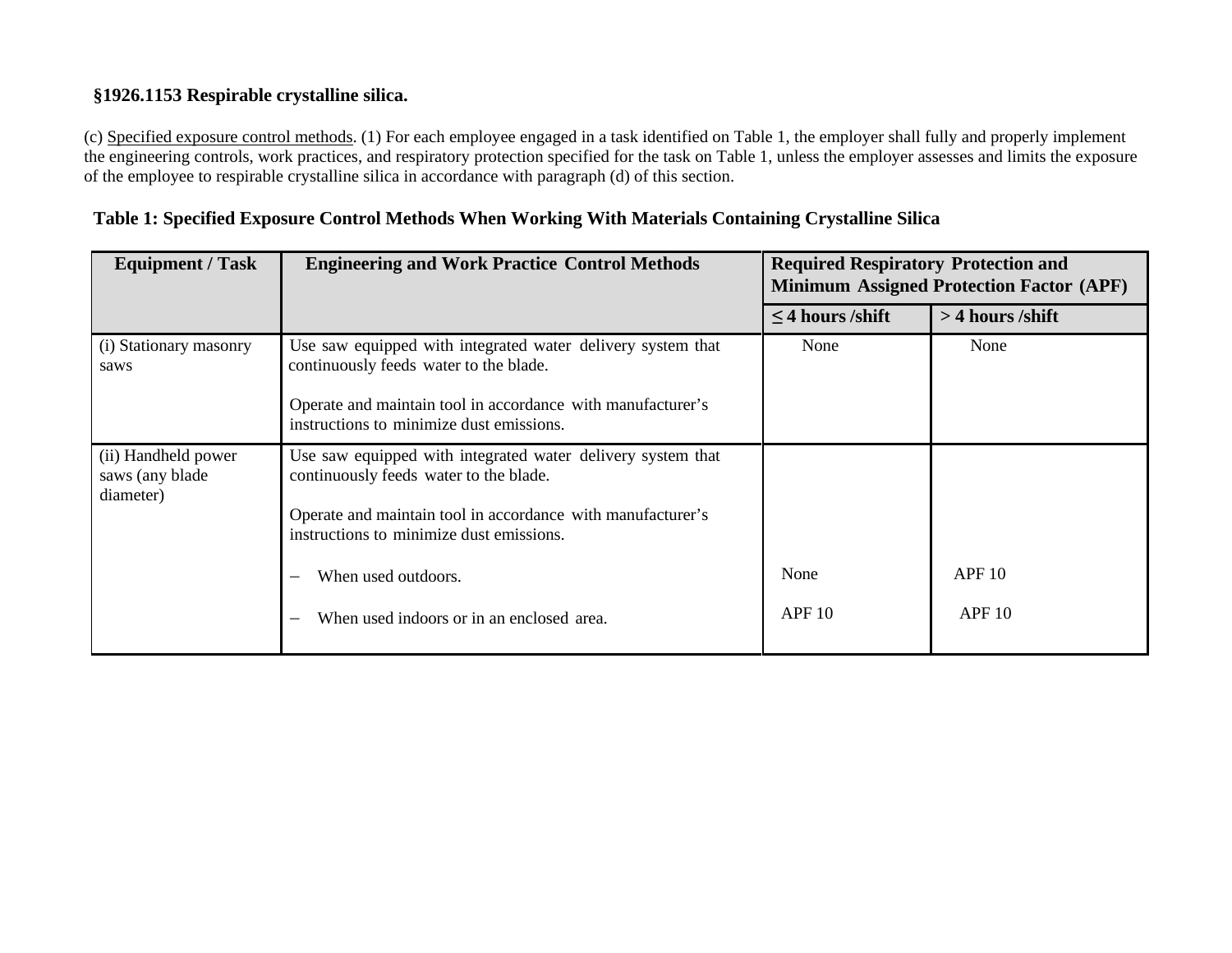**§1926.1153 Respirable crystalline silica.**

(c) Specified exposure control methods. (1) For each employee engaged in a task identified on Table 1, the employer shall fully and properly implement the engineering controls, work practices, and respiratory protection specified for the task on Table 1, unless the employer assesses and limits the exposure of the employee to respirable crystalline silica in accordance with paragraph (d) of this section.

**Table 1: Specified Exposure Control Methods When Working With Materials Containing Crystalline Silica**

| Equipment / Task | Engineering and Work Practice Control Methods | Required Respiratory Protection and Minimum Assigned Protection Factor (APF) | |
|---|---|---|---|
| | | **≤ 4 hours /shift** | **> 4 hours /shift** |
| (i) Stationary masonry saws | Use saw equipped with integrated water delivery system that continuously feeds water to the blade.<br><br>Operate and maintain tool in accordance with manufacturer's instructions to minimize dust emissions. | None | None |
| (ii) Handheld power saws (any blade diameter) | Use saw equipped with integrated water delivery system that continuously feeds water to the blade.<br><br>Operate and maintain tool in accordance with manufacturer's instructions to minimize dust emissions. | | |
| | – When used outdoors. | None | APF 10 |
| | – When used indoors or in an enclosed area. | APF 10 | APF 10 |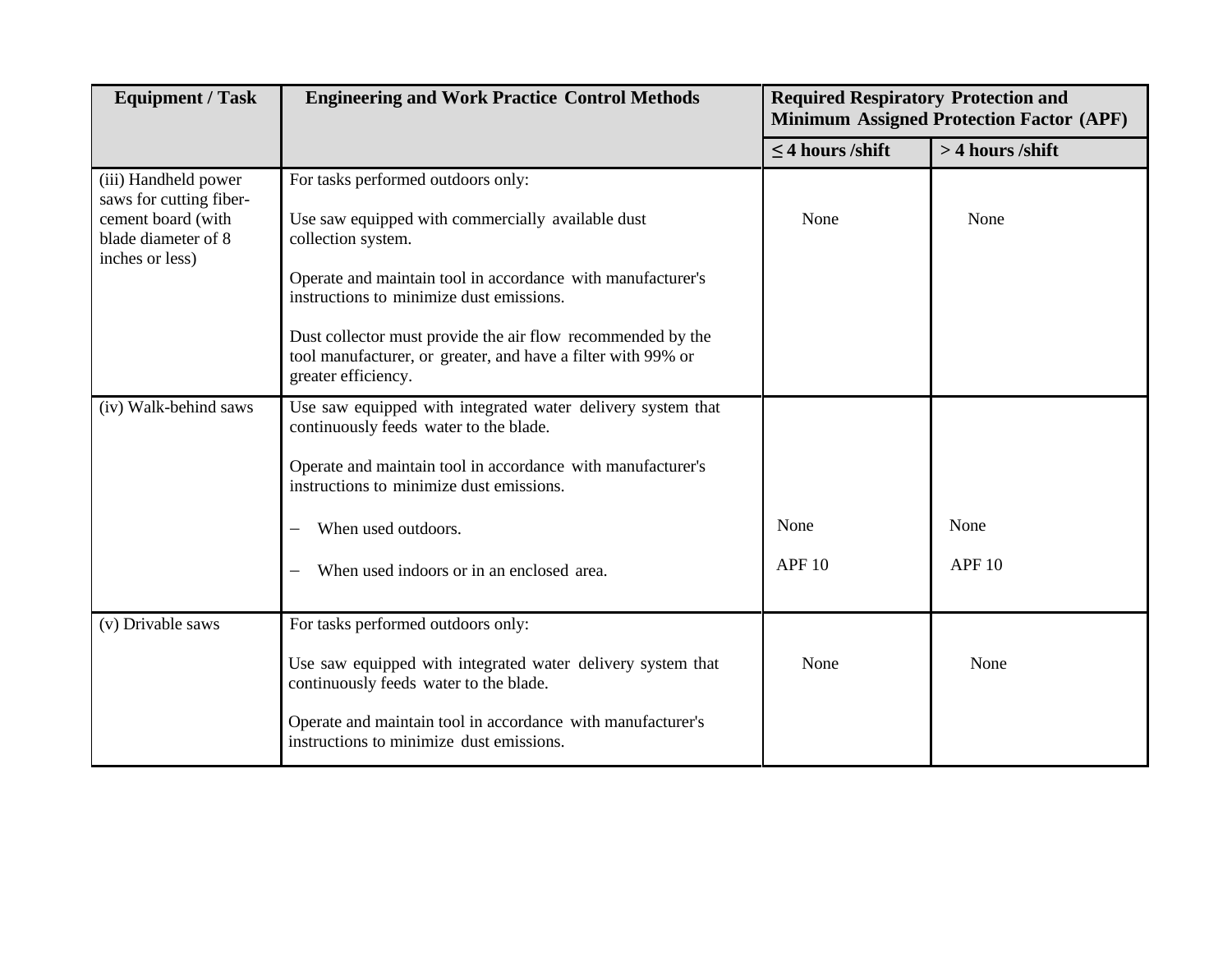| Equipment / Task | Engineering and Work Practice Control Methods | Required Respiratory Protection and Minimum Assigned Protection Factor (APF) | |
|---|---|---|---|
| | | ≤ 4 hours /shift | > 4 hours /shift |
| (iii) Handheld power saws for cutting fiber-cement board (with blade diameter of 8 inches or less) | For tasks performed outdoors only:<br><br>Use saw equipped with commercially available dust collection system.<br><br>Operate and maintain tool in accordance with manufacturer's instructions to minimize dust emissions.<br><br>Dust collector must provide the air flow recommended by the tool manufacturer, or greater, and have a filter with 99% or greater efficiency. | None | None |
| (iv) Walk-behind saws | Use saw equipped with integrated water delivery system that continuously feeds water to the blade.<br><br>Operate and maintain tool in accordance with manufacturer's instructions to minimize dust emissions. | | |
| | – When used outdoors. | None | None |
| | – When used indoors or in an enclosed area. | APF 10 | APF 10 |
| (v) Drivable saws | For tasks performed outdoors only:<br><br>Use saw equipped with integrated water delivery system that continuously feeds water to the blade.<br><br>Operate and maintain tool in accordance with manufacturer's instructions to minimize dust emissions. | None | None |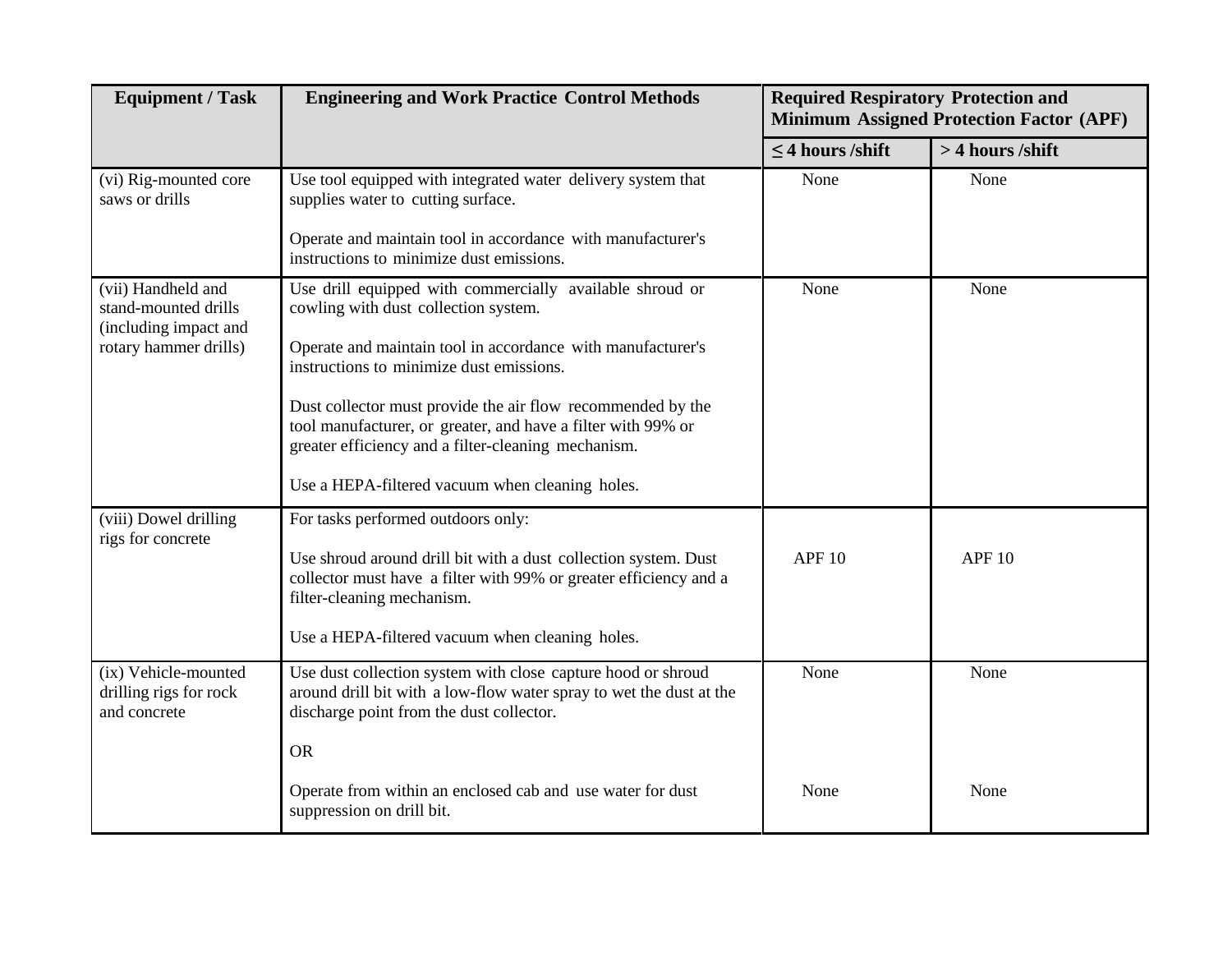| Equipment / Task | Engineering and Work Practice Control Methods | Required Respiratory Protection and Minimum Assigned Protection Factor (APF) | |
|---|---|---|---|
| | | ≤ 4 hours /shift | > 4 hours /shift |
| (vi) Rig-mounted core saws or drills | Use tool equipped with integrated water delivery system that supplies water to cutting surface.<br><br>Operate and maintain tool in accordance with manufacturer's instructions to minimize dust emissions. | None | None |
| (vii) Handheld and stand-mounted drills (including impact and rotary hammer drills) | Use drill equipped with commercially available shroud or cowling with dust collection system.<br><br>Operate and maintain tool in accordance with manufacturer's instructions to minimize dust emissions.<br><br>Dust collector must provide the air flow recommended by the tool manufacturer, or greater, and have a filter with 99% or greater efficiency and a filter-cleaning mechanism.<br><br>Use a HEPA-filtered vacuum when cleaning holes. | None | None |
| (viii) Dowel drilling rigs for concrete | For tasks performed outdoors only:<br><br>Use shroud around drill bit with a dust collection system. Dust collector must have a filter with 99% or greater efficiency and a filter-cleaning mechanism.<br><br>Use a HEPA-filtered vacuum when cleaning holes. | APF 10 | APF 10 |
| (ix) Vehicle-mounted drilling rigs for rock and concrete | Use dust collection system with close capture hood or shroud around drill bit with a low-flow water spray to wet the dust at the discharge point from the dust collector. | None | None |
| | OR | | |
| | Operate from within an enclosed cab and use water for dust suppression on drill bit. | None | None |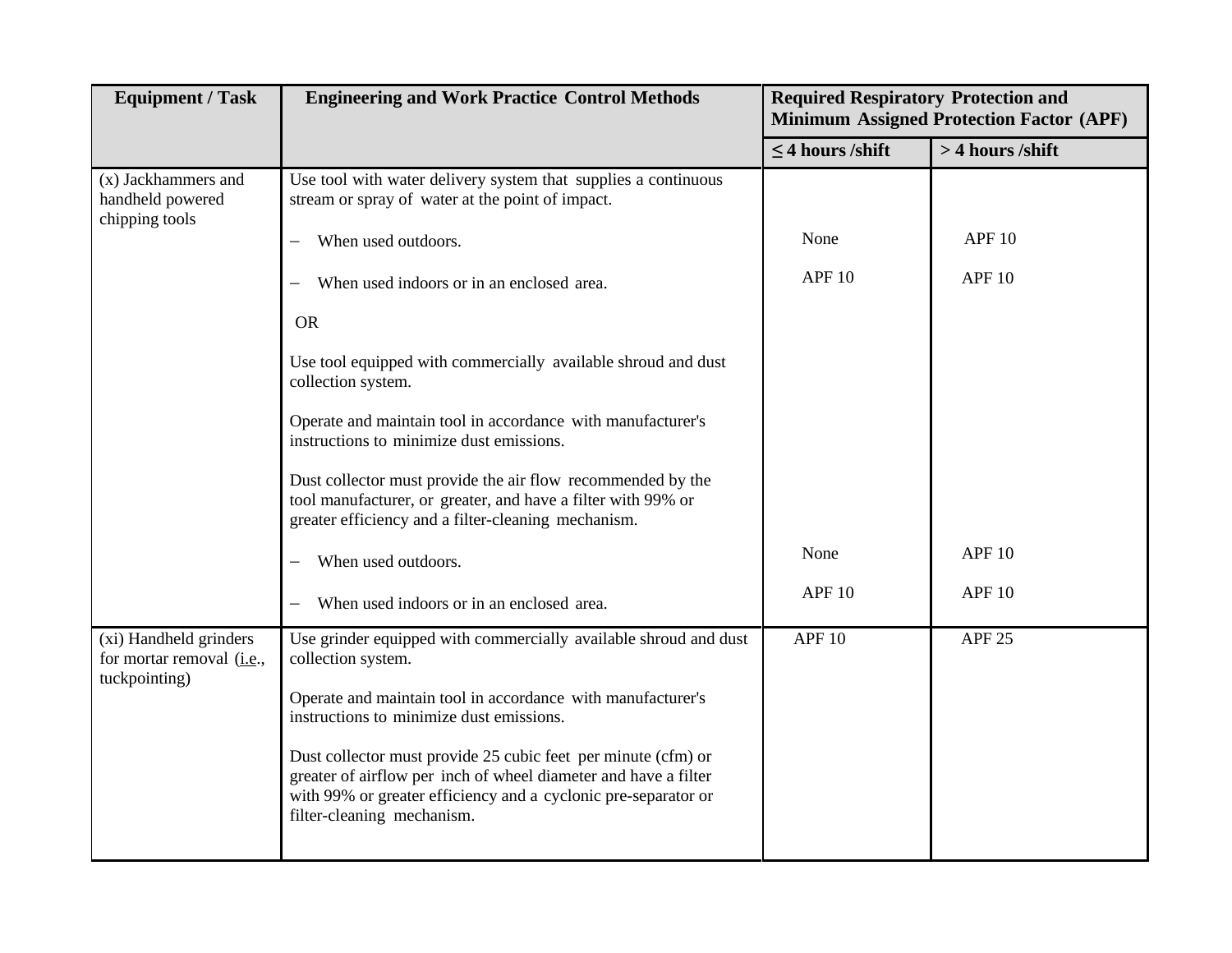| Equipment / Task | Engineering and Work Practice Control Methods | Required Respiratory Protection and Minimum Assigned Protection Factor (APF) | |
|---|---|---|---|
| | | ≤ 4 hours /shift | > 4 hours /shift |
| (x) Jackhammers and handheld powered chipping tools | Use tool with water delivery system that supplies a continuous stream or spray of water at the point of impact. | | |
| | – When used outdoors. | None | APF 10 |
| | – When used indoors or in an enclosed area. | APF 10 | APF 10 |
| | OR | | |
| | Use tool equipped with commercially available shroud and dust collection system.<br><br>Operate and maintain tool in accordance with manufacturer's instructions to minimize dust emissions.<br><br>Dust collector must provide the air flow recommended by the tool manufacturer, or greater, and have a filter with 99% or greater efficiency and a filter-cleaning mechanism. | | |
| | – When used outdoors. | None | APF 10 |
| | – When used indoors or in an enclosed area. | APF 10 | APF 10 |
| (xi) Handheld grinders for mortar removal (i.e., tuckpointing) | Use grinder equipped with commercially available shroud and dust collection system.<br><br>Operate and maintain tool in accordance with manufacturer's instructions to minimize dust emissions.<br><br>Dust collector must provide 25 cubic feet per minute (cfm) or greater of airflow per inch of wheel diameter and have a filter with 99% or greater efficiency and a cyclonic pre-separator or filter-cleaning mechanism. | APF 10 | APF 25 |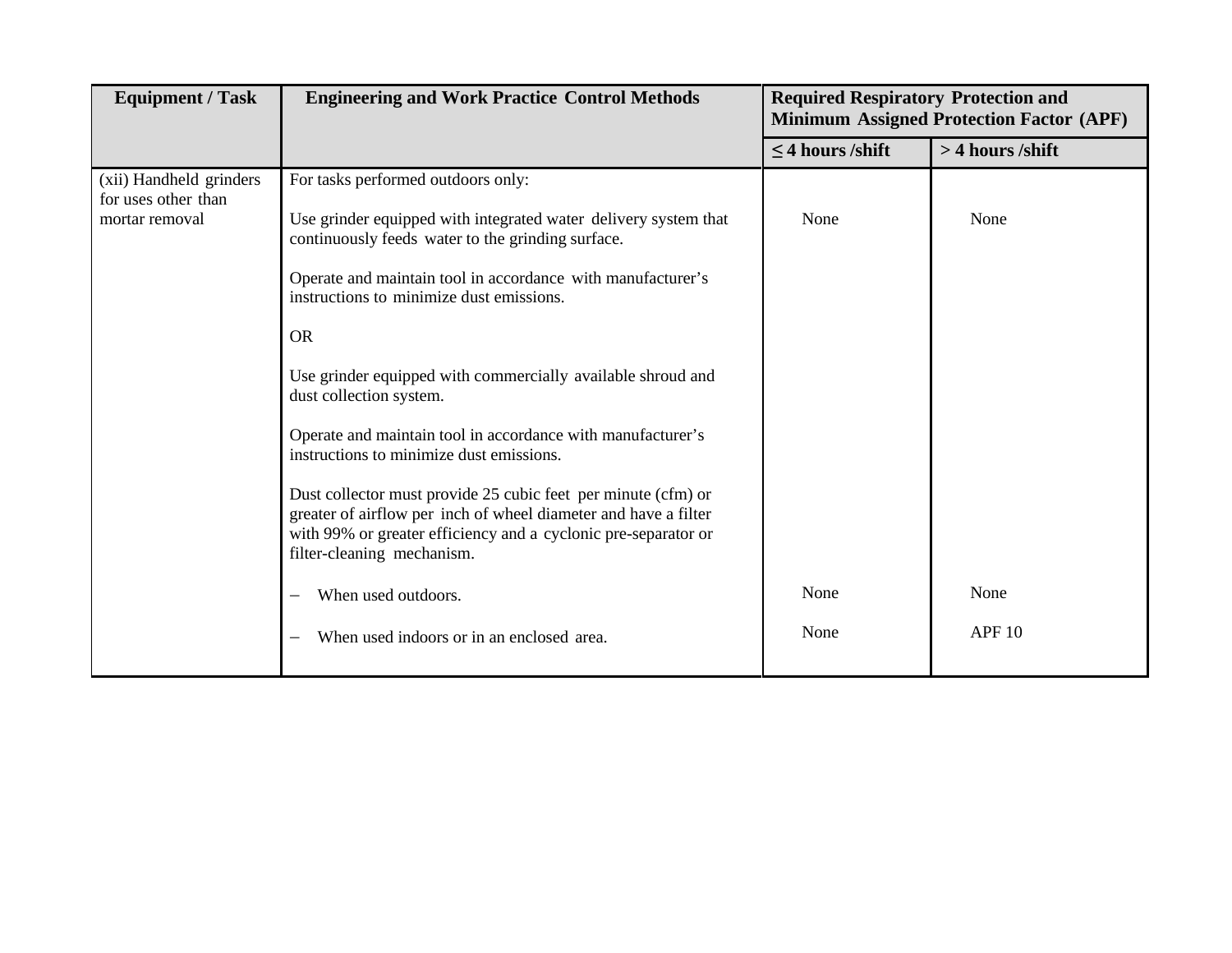| Equipment / Task | Engineering and Work Practice Control Methods | Required Respiratory Protection and Minimum Assigned Protection Factor (APF) | |
|---|---|---|---|
| | | ≤ 4 hours /shift | > 4 hours /shift |
| (xii) Handheld grinders for uses other than mortar removal | For tasks performed outdoors only: | | |
| | Use grinder equipped with integrated water delivery system that continuously feeds water to the grinding surface. | None | None |
| | Operate and maintain tool in accordance with manufacturer's instructions to minimize dust emissions. | | |
| | OR | | |
| | Use grinder equipped with commercially available shroud and dust collection system. | | |
| | Operate and maintain tool in accordance with manufacturer's instructions to minimize dust emissions. | | |
| | Dust collector must provide 25 cubic feet per minute (cfm) or greater of airflow per inch of wheel diameter and have a filter with 99% or greater efficiency and a cyclonic pre-separator or filter-cleaning mechanism. | | |
| | – When used outdoors. | None | None |
| | – When used indoors or in an enclosed area. | None | APF 10 |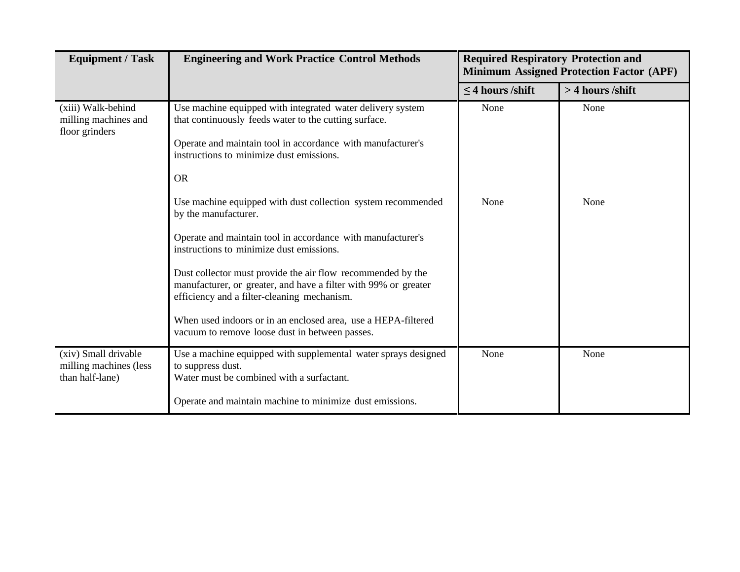| Equipment / Task | Engineering and Work Practice Control Methods | Required Respiratory Protection and Minimum Assigned Protection Factor (APF) | |
|---|---|---|---|
| | | ≤ 4 hours /shift | > 4 hours /shift |
| (xiii) Walk-behind milling machines and floor grinders | Use machine equipped with integrated water delivery system that continuously feeds water to the cutting surface.<br><br>Operate and maintain tool in accordance with manufacturer's instructions to minimize dust emissions. | None | None |
| | OR | | |
| | Use machine equipped with dust collection system recommended by the manufacturer.<br><br>Operate and maintain tool in accordance with manufacturer's instructions to minimize dust emissions.<br><br>Dust collector must provide the air flow recommended by the manufacturer, or greater, and have a filter with 99% or greater efficiency and a filter-cleaning mechanism.<br><br>When used indoors or in an enclosed area, use a HEPA-filtered vacuum to remove loose dust in between passes. | None | None |
| (xiv) Small drivable milling machines (less than half-lane) | Use a machine equipped with supplemental water sprays designed to suppress dust.<br>Water must be combined with a surfactant.<br><br>Operate and maintain machine to minimize dust emissions. | None | None |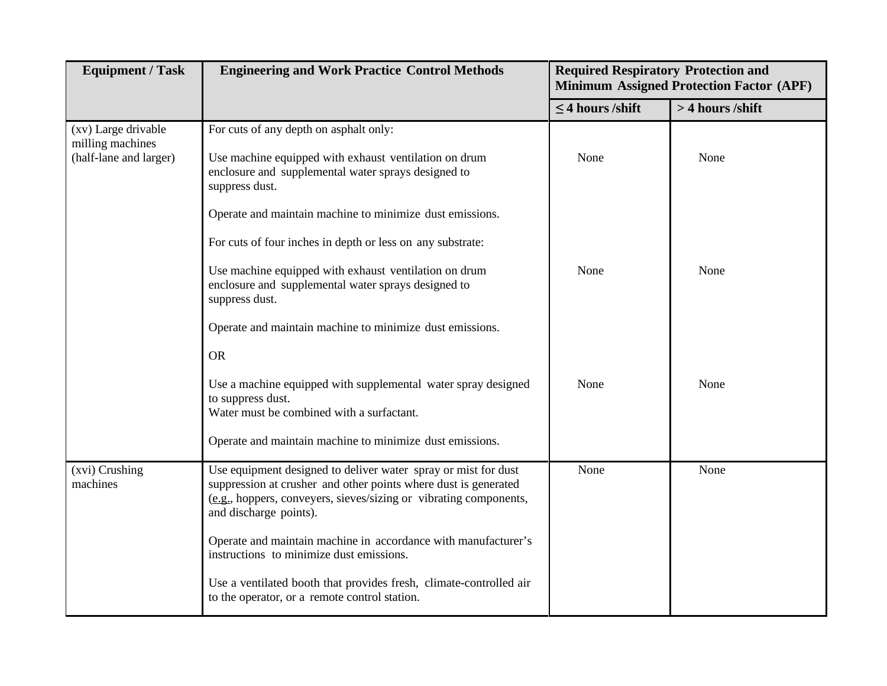| Equipment / Task | Engineering and Work Practice Control Methods | Required Respiratory Protection and Minimum Assigned Protection Factor (APF) | |
|---|---|---|---|
| | | ≤ 4 hours /shift | > 4 hours /shift |
| (xv) Large drivable milling machines (half-lane and larger) | For cuts of any depth on asphalt only:<br><br>Use machine equipped with exhaust ventilation on drum enclosure and supplemental water sprays designed to suppress dust.<br><br>Operate and maintain machine to minimize dust emissions. | None | None |
| | For cuts of four inches in depth or less on any substrate:<br><br>Use machine equipped with exhaust ventilation on drum enclosure and supplemental water sprays designed to suppress dust.<br><br>Operate and maintain machine to minimize dust emissions. | None | None |
| | OR<br><br>Use a machine equipped with supplemental water spray designed to suppress dust.<br>Water must be combined with a surfactant.<br><br>Operate and maintain machine to minimize dust emissions. | None | None |
| (xvi) Crushing machines | Use equipment designed to deliver water spray or mist for dust suppression at crusher and other points where dust is generated (e.g., hoppers, conveyers, sieves/sizing or vibrating components, and discharge points).<br><br>Operate and maintain machine in accordance with manufacturer's instructions to minimize dust emissions.<br><br>Use a ventilated booth that provides fresh, climate-controlled air to the operator, or a remote control station. | None | None |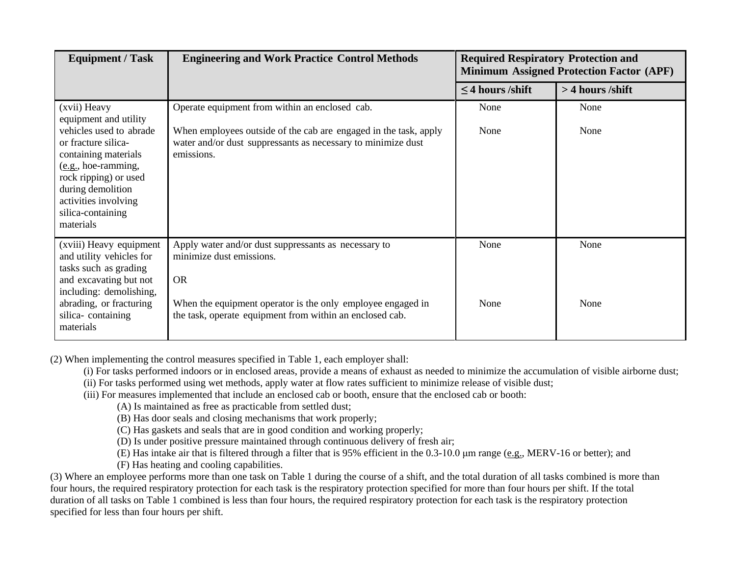| Equipment / Task | Engineering and Work Practice Control Methods | Required Respiratory Protection and Minimum Assigned Protection Factor (APF) | |
|---|---|---|---|
| | | ≤ 4 hours /shift | > 4 hours /shift |
| (xvii) Heavy equipment and utility vehicles used to abrade or fracture silica-containing materials (e.g., hoe-ramming, rock ripping) or used during demolition activities involving silica-containing materials | Operate equipment from within an enclosed cab. | None | None |
| | When employees outside of the cab are engaged in the task, apply water and/or dust suppressants as necessary to minimize dust emissions. | None | None |
| (xviii) Heavy equipment and utility vehicles for tasks such as grading and excavating but not including: demolishing, abrading, or fracturing silica- containing materials | Apply water and/or dust suppressants as necessary to minimize dust emissions. | None | None |
| | OR | | |
| | When the equipment operator is the only employee engaged in the task, operate equipment from within an enclosed cab. | None | None |

(2) When implementing the control measures specified in Table 1, each employer shall:

- (i) For tasks performed indoors or in enclosed areas, provide a means of exhaust as needed to minimize the accumulation of visible airborne dust;
- (ii) For tasks performed using wet methods, apply water at flow rates sufficient to minimize release of visible dust;
- (iii) For measures implemented that include an enclosed cab or booth, ensure that the enclosed cab or booth:
  - (A) Is maintained as free as practicable from settled dust;
  - (B) Has door seals and closing mechanisms that work properly;
  - (C) Has gaskets and seals that are in good condition and working properly;
  - (D) Is under positive pressure maintained through continuous delivery of fresh air;
  - (E) Has intake air that is filtered through a filter that is 95% efficient in the 0.3-10.0 μm range (e.g., MERV-16 or better); and
  - (F) Has heating and cooling capabilities.

(3) Where an employee performs more than one task on Table 1 during the course of a shift, and the total duration of all tasks combined is more than four hours, the required respiratory protection for each task is the respiratory protection specified for more than four hours per shift. If the total duration of all tasks on Table 1 combined is less than four hours, the required respiratory protection for each task is the respiratory protection specified for less than four hours per shift.